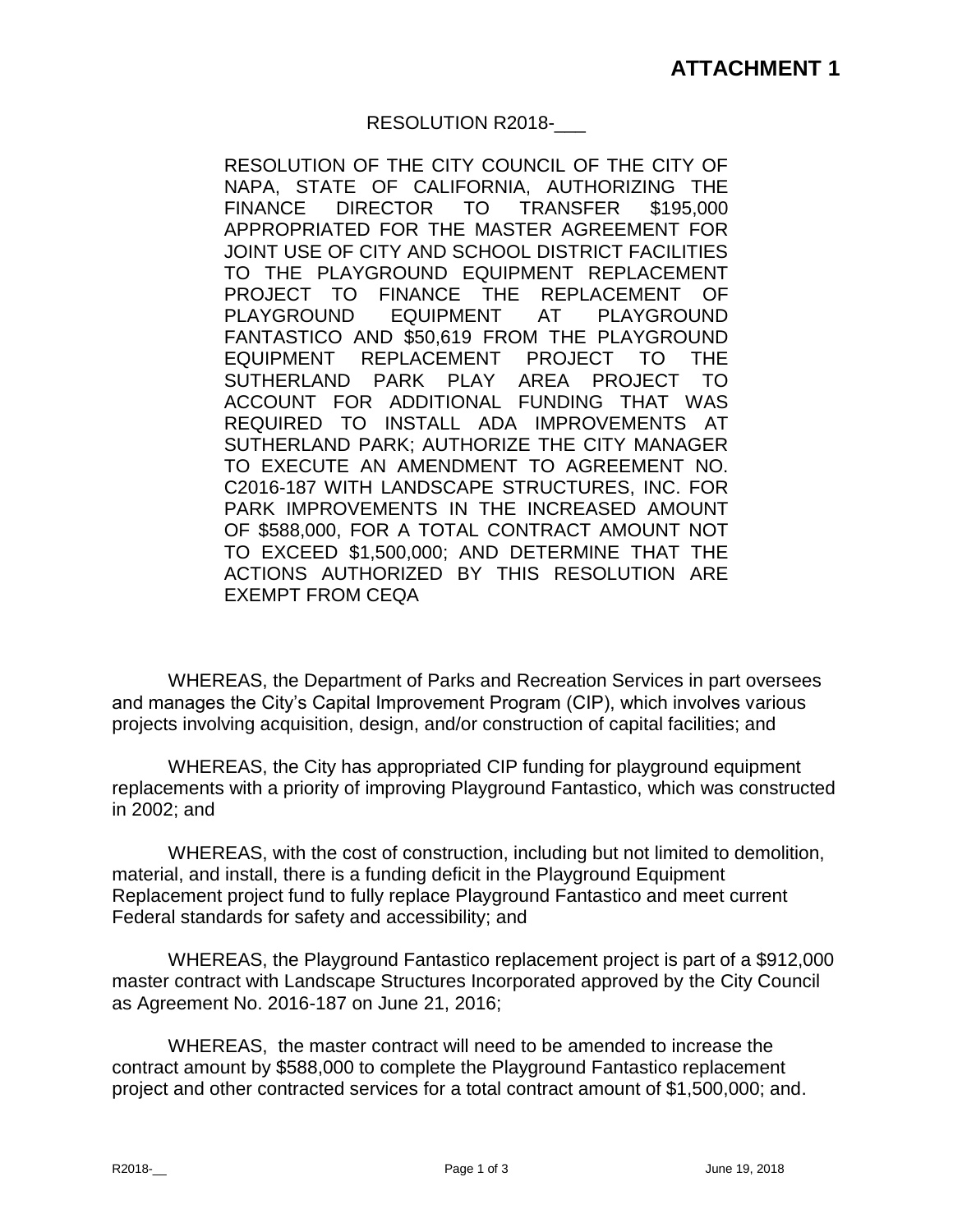**ATTACHMENT 1**

RESOLUTION R2018-___

RESOLUTION OF THE CITY COUNCIL OF THE CITY OF NAPA, STATE OF CALIFORNIA, AUTHORIZING THE FINANCE DIRECTOR TO TRANSFER $195,000 APPROPRIATED FOR THE MASTER AGREEMENT FOR JOINT USE OF CITY AND SCHOOL DISTRICT FACILITIES TO THE PLAYGROUND EQUIPMENT REPLACEMENT PROJECT TO FINANCE THE REPLACEMENT OF PLAYGROUND EQUIPMENT AT PLAYGROUND FANTASTICO AND $50,619 FROM THE PLAYGROUND EQUIPMENT REPLACEMENT PROJECT TO THE SUTHERLAND PARK PLAY AREA PROJECT TO ACCOUNT FOR ADDITIONAL FUNDING THAT WAS REQUIRED TO INSTALL ADA IMPROVEMENTS AT SUTHERLAND PARK; AUTHORIZE THE CITY MANAGER TO EXECUTE AN AMENDMENT TO AGREEMENT NO. C2016-187 WITH LANDSCAPE STRUCTURES, INC. FOR PARK IMPROVEMENTS IN THE INCREASED AMOUNT OF $588,000, FOR A TOTAL CONTRACT AMOUNT NOT TO EXCEED $1,500,000; AND DETERMINE THAT THE ACTIONS AUTHORIZED BY THIS RESOLUTION ARE EXEMPT FROM CEQA

WHEREAS, the Department of Parks and Recreation Services in part oversees and manages the City's Capital Improvement Program (CIP), which involves various projects involving acquisition, design, and/or construction of capital facilities; and

WHEREAS, the City has appropriated CIP funding for playground equipment replacements with a priority of improving Playground Fantastico, which was constructed in 2002; and

WHEREAS, with the cost of construction, including but not limited to demolition, material, and install, there is a funding deficit in the Playground Equipment Replacement project fund to fully replace Playground Fantastico and meet current Federal standards for safety and accessibility; and

WHEREAS, the Playground Fantastico replacement project is part of a $912,000 master contract with Landscape Structures Incorporated approved by the City Council as Agreement No. 2016-187 on June 21, 2016;

WHEREAS, the master contract will need to be amended to increase the contract amount by $588,000 to complete the Playground Fantastico replacement project and other contracted services for a total contract amount of $1,500,000; and.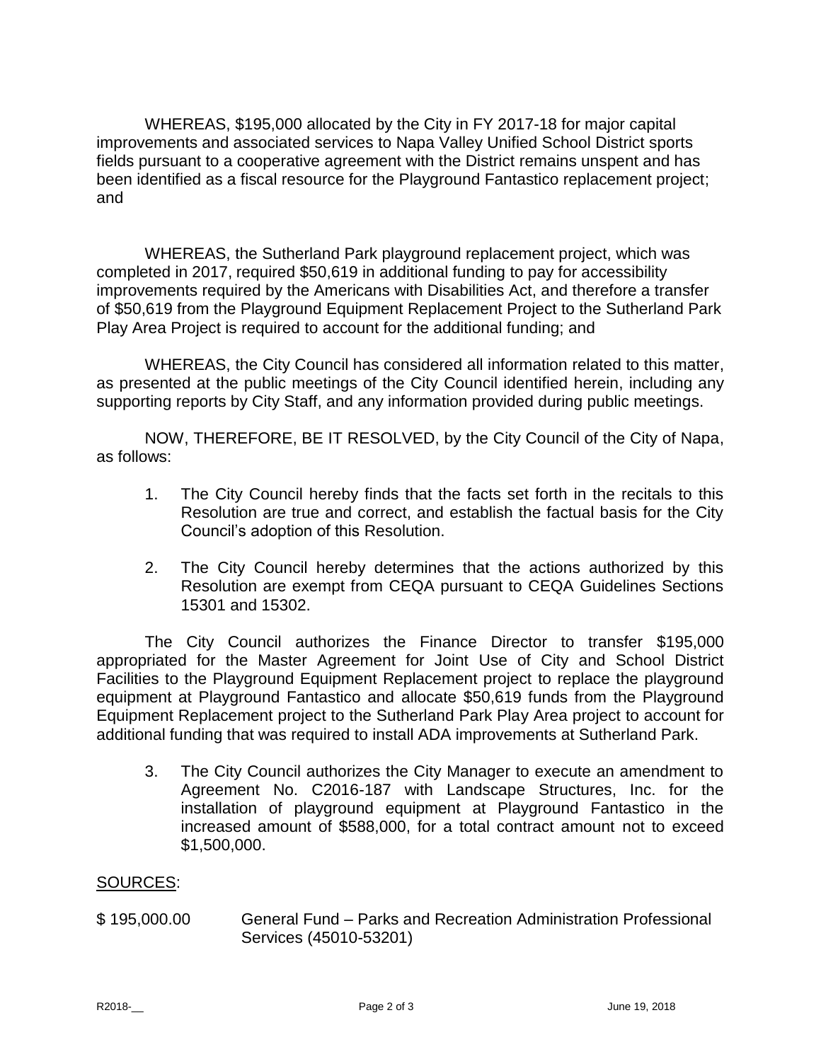WHEREAS, $195,000 allocated by the City in FY 2017-18 for major capital improvements and associated services to Napa Valley Unified School District sports fields pursuant to a cooperative agreement with the District remains unspent and has been identified as a fiscal resource for the Playground Fantastico replacement project; and

WHEREAS, the Sutherland Park playground replacement project, which was completed in 2017, required $50,619 in additional funding to pay for accessibility improvements required by the Americans with Disabilities Act, and therefore a transfer of $50,619 from the Playground Equipment Replacement Project to the Sutherland Park Play Area Project is required to account for the additional funding; and

WHEREAS, the City Council has considered all information related to this matter, as presented at the public meetings of the City Council identified herein, including any supporting reports by City Staff, and any information provided during public meetings.

NOW, THEREFORE, BE IT RESOLVED, by the City Council of the City of Napa, as follows:

1. The City Council hereby finds that the facts set forth in the recitals to this Resolution are true and correct, and establish the factual basis for the City Council's adoption of this Resolution.

2. The City Council hereby determines that the actions authorized by this Resolution are exempt from CEQA pursuant to CEQA Guidelines Sections 15301 and 15302.

The City Council authorizes the Finance Director to transfer $195,000 appropriated for the Master Agreement for Joint Use of City and School District Facilities to the Playground Equipment Replacement project to replace the playground equipment at Playground Fantastico and allocate $50,619 funds from the Playground Equipment Replacement project to the Sutherland Park Play Area project to account for additional funding that was required to install ADA improvements at Sutherland Park.

3. The City Council authorizes the City Manager to execute an amendment to Agreement No. C2016-187 with Landscape Structures, Inc. for the installation of playground equipment at Playground Fantastico in the increased amount of $588,000, for a total contract amount not to exceed $1,500,000.

<u>SOURCES</u>:

$ 195,000.00 General Fund – Parks and Recreation Administration Professional Services (45010-53201)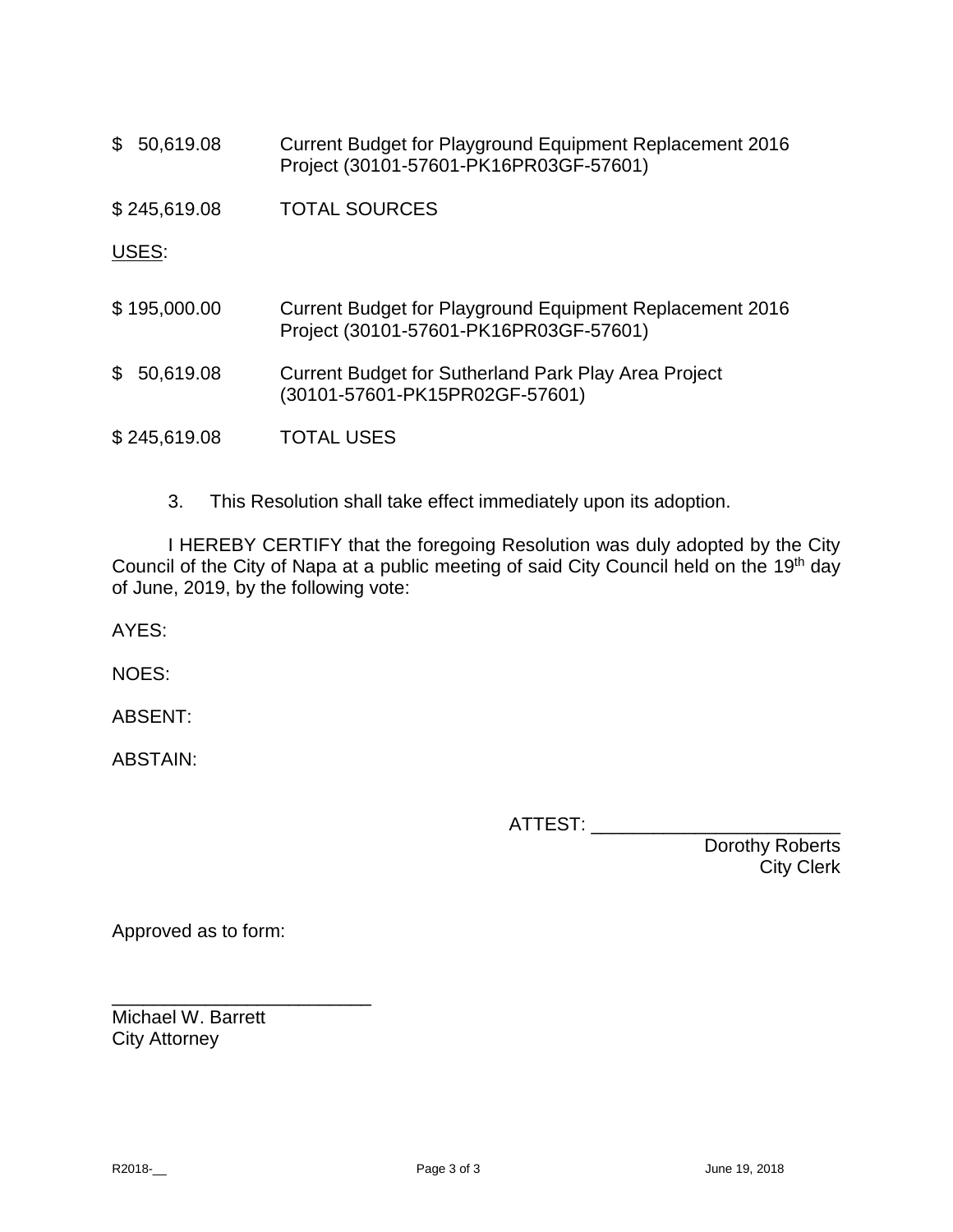$ 50,619.08 Current Budget for Playground Equipment Replacement 2016 Project (30101-57601-PK16PR03GF-57601)

$ 245,619.08 TOTAL SOURCES

USES:

$ 195,000.00 Current Budget for Playground Equipment Replacement 2016 Project (30101-57601-PK16PR03GF-57601)

$ 50,619.08 Current Budget for Sutherland Park Play Area Project (30101-57601-PK15PR02GF-57601)

$ 245,619.08 TOTAL USES

3. This Resolution shall take effect immediately upon its adoption.

I HEREBY CERTIFY that the foregoing Resolution was duly adopted by the City Council of the City of Napa at a public meeting of said City Council held on the 19th day of June, 2019, by the following vote:

AYES:

NOES:

ABSENT:

ABSTAIN:

ATTEST: ________________________
Dorothy Roberts
City Clerk

Approved as to form:

_________________________
Michael W. Barrett
City Attorney

R2018-__ June 19, 2018